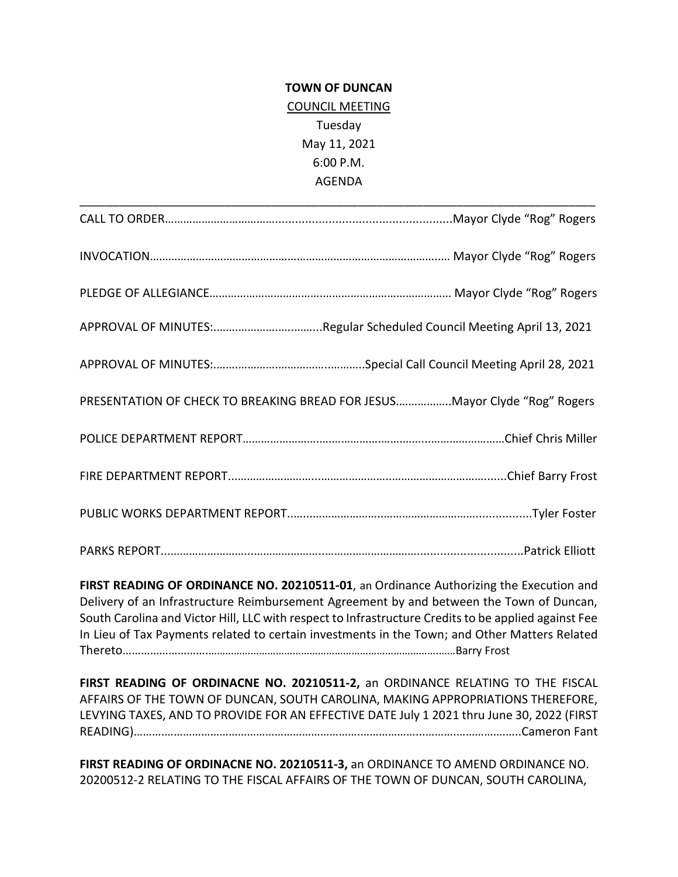**TOWN OF DUNCAN**

COUNCIL MEETING

Tuesday

May 11, 2021

6:00 P.M.

AGENDA

---

CALL TO ORDER…………………………………......................................Mayor Clyde "Rog" Rogers

INVOCATION………………………………………………………………………………..… Mayor Clyde "Rog" Rogers

PLEDGE OF ALLEGIANCE…………………………………………………………………… Mayor Clyde "Rog" Rogers

APPROVAL OF MINUTES:……………………….……...Regular Scheduled Council Meeting April 13, 2021

APPROVAL OF MINUTES:……………………………………..………..Special Call Council Meeting April 28, 2021

PRESENTATION OF CHECK TO BREAKING BREAD FOR JESUS……………..Mayor Clyde "Rog" Rogers

POLICE DEPARTMENT REPORT……………………..…………………………..……………………Chief Chris Miller

FIRE DEPARTMENT REPORT……………………...……………………..…………………………........Chief Barry Frost

PUBLIC WORKS DEPARTMENT REPORT….……………………..…………………….…..............Tyler Foster

PARKS REPORT...……………………..……………………..…………………………..............................Patrick Elliott

**FIRST READING OF ORDINANCE NO. 20210511-01**, an Ordinance Authorizing the Execution and Delivery of an Infrastructure Reimbursement Agreement by and between the Town of Duncan, South Carolina and Victor Hill, LLC with respect to Infrastructure Credits to be applied against Fee In Lieu of Tax Payments related to certain investments in the Town; and Other Matters Related Thereto………………………………………………………………………………………………Barry Frost

**FIRST READING OF ORDINACNE NO. 20210511-2,** an ORDINANCE RELATING TO THE FISCAL AFFAIRS OF THE TOWN OF DUNCAN, SOUTH CAROLINA, MAKING APPROPRIATIONS THEREFORE, LEVYING TAXES, AND TO PROVIDE FOR AN EFFECTIVE DATE July 1 2021 thru June 30, 2022 (FIRST READING)…………………………………………………………………………………………………………Cameron Fant

**FIRST READING OF ORDINACNE NO. 20210511-3,** an ORDINANCE TO AMEND ORDINANCE NO. 20200512-2 RELATING TO THE FISCAL AFFAIRS OF THE TOWN OF DUNCAN, SOUTH CAROLINA,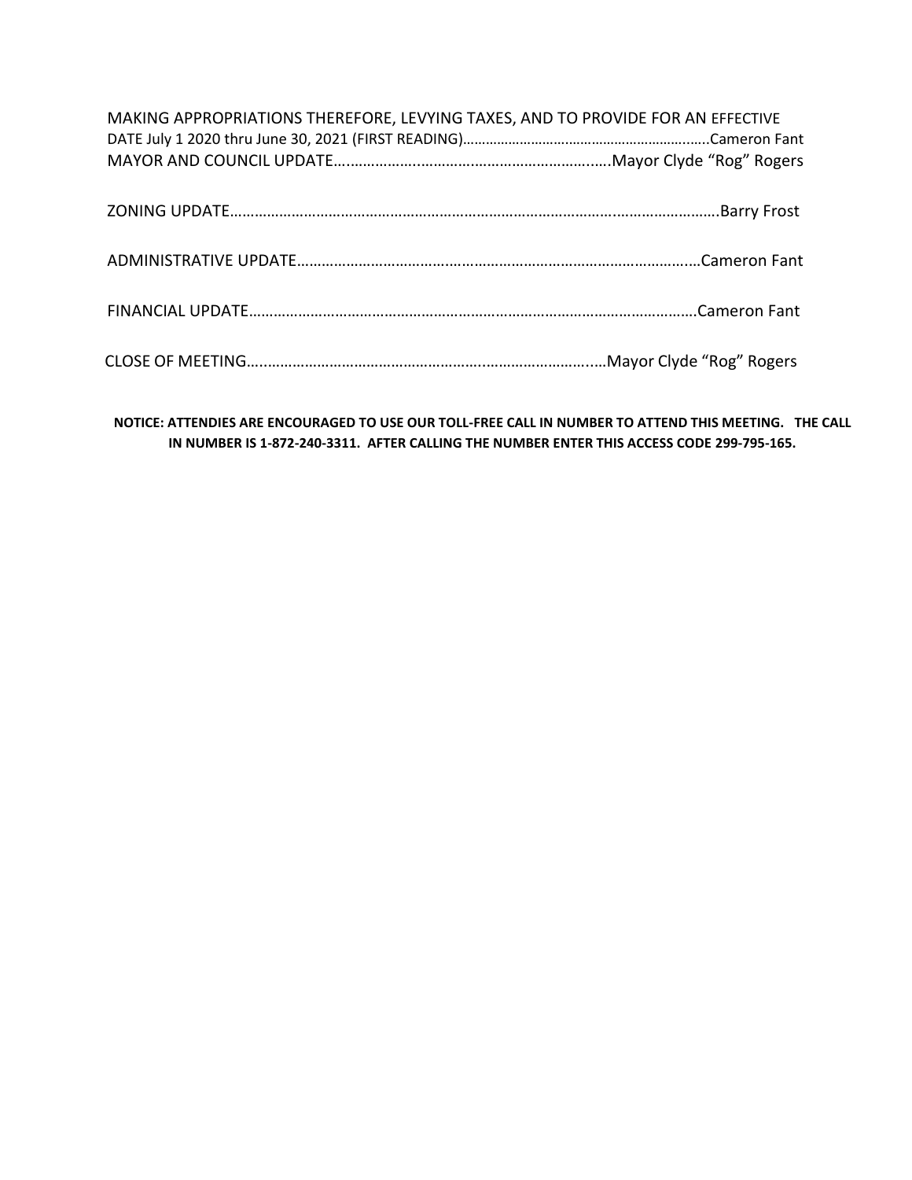MAKING APPROPRIATIONS THEREFORE, LEVYING TAXES, AND TO PROVIDE FOR AN EFFECTIVE DATE July 1 2020 thru June 30, 2021 (FIRST READING)……………………………………………………………Cameron Fant

MAYOR AND COUNCIL UPDATE…………………………………………………………….Mayor Clyde "Rog" Rogers

ZONING UPDATE……………………………………………………………………………………………………….Barry Frost

ADMINISTRATIVE UPDATE…………………………………………………………………………………………Cameron Fant

FINANCIAL UPDATE…………………………………………………………………………………………………Cameron Fant

CLOSE OF MEETING………………………………………………………………………………Mayor Clyde "Rog" Rogers

**NOTICE: ATTENDIES ARE ENCOURAGED TO USE OUR TOLL-FREE CALL IN NUMBER TO ATTEND THIS MEETING. THE CALL IN NUMBER IS 1-872-240-3311. AFTER CALLING THE NUMBER ENTER THIS ACCESS CODE 299-795-165.**